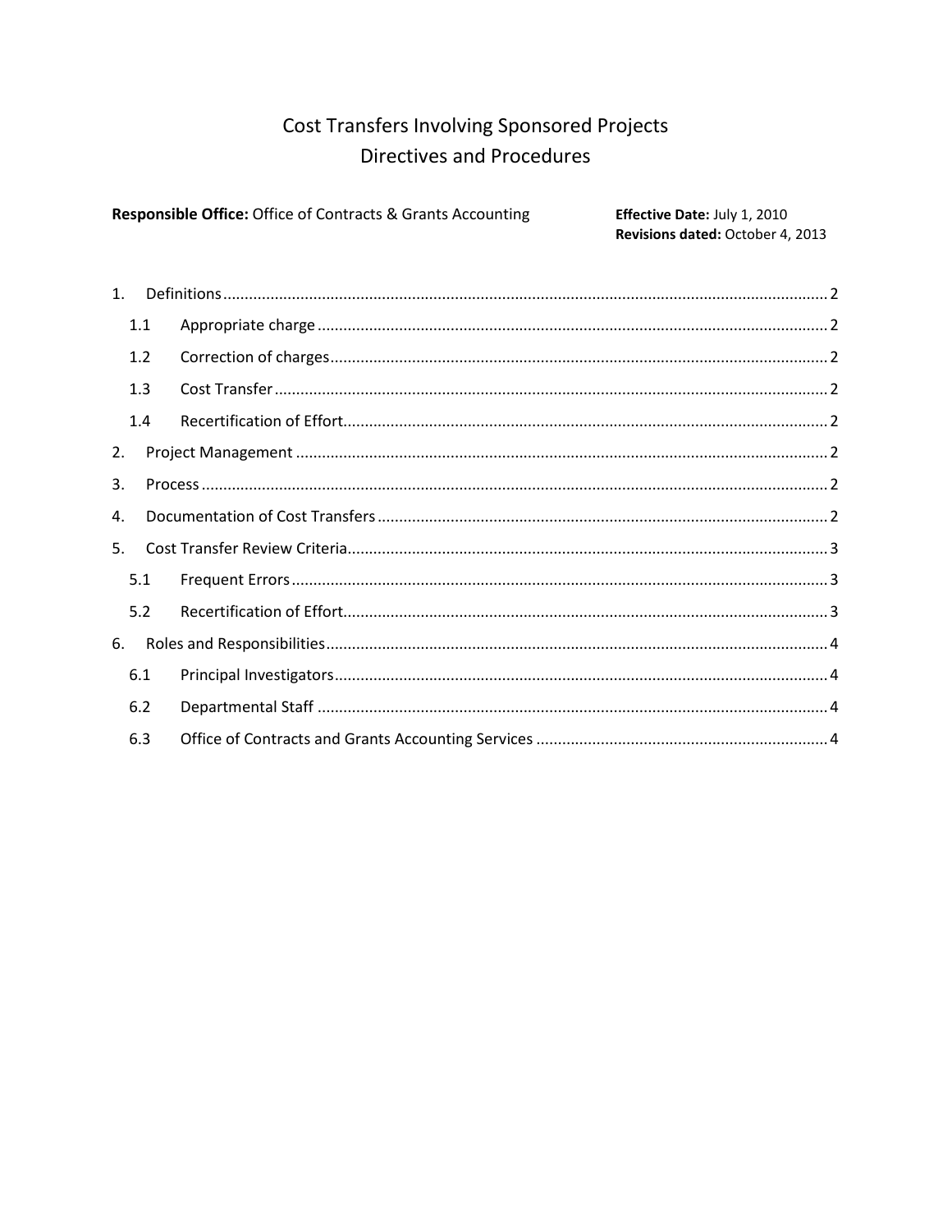# Cost Transfers Involving Sponsored Projects
# Directives and Procedures

**Responsible Office:** Office of Contracts & Grants Accounting

**Effective Date:** July 1, 2010
**Revisions dated:** October 4, 2013

1. Definitions ........ 2
   - 1.1 Appropriate charge ........ 2
   - 1.2 Correction of charges ........ 2
   - 1.3 Cost Transfer ........ 2
   - 1.4 Recertification of Effort ........ 2
2. Project Management ........ 2
3. Process ........ 2
4. Documentation of Cost Transfers ........ 2
5. Cost Transfer Review Criteria ........ 3
   - 5.1 Frequent Errors ........ 3
   - 5.2 Recertification of Effort ........ 3
6. Roles and Responsibilities ........ 4
   - 6.1 Principal Investigators ........ 4
   - 6.2 Departmental Staff ........ 4
   - 6.3 Office of Contracts and Grants Accounting Services ........ 4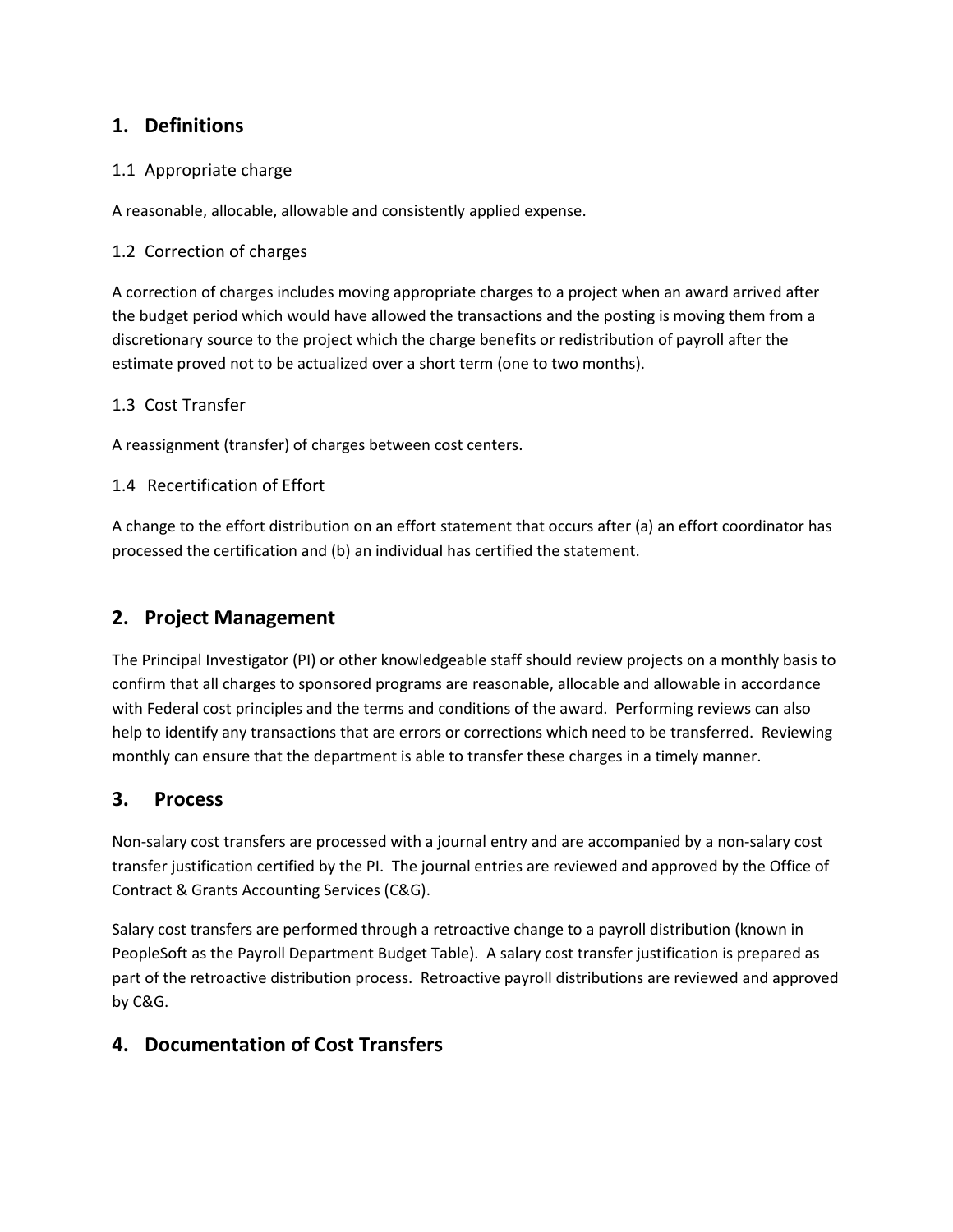## 1. Definitions

### 1.1 Appropriate charge

A reasonable, allocable, allowable and consistently applied expense.

### 1.2 Correction of charges

A correction of charges includes moving appropriate charges to a project when an award arrived after the budget period which would have allowed the transactions and the posting is moving them from a discretionary source to the project which the charge benefits or redistribution of payroll after the estimate proved not to be actualized over a short term (one to two months).

### 1.3 Cost Transfer

A reassignment (transfer) of charges between cost centers.

### 1.4 Recertification of Effort

A change to the effort distribution on an effort statement that occurs after (a) an effort coordinator has processed the certification and (b) an individual has certified the statement.

## 2. Project Management

The Principal Investigator (PI) or other knowledgeable staff should review projects on a monthly basis to confirm that all charges to sponsored programs are reasonable, allocable and allowable in accordance with Federal cost principles and the terms and conditions of the award. Performing reviews can also help to identify any transactions that are errors or corrections which need to be transferred. Reviewing monthly can ensure that the department is able to transfer these charges in a timely manner.

## 3. Process

Non-salary cost transfers are processed with a journal entry and are accompanied by a non-salary cost transfer justification certified by the PI. The journal entries are reviewed and approved by the Office of Contract & Grants Accounting Services (C&G).

Salary cost transfers are performed through a retroactive change to a payroll distribution (known in PeopleSoft as the Payroll Department Budget Table). A salary cost transfer justification is prepared as part of the retroactive distribution process. Retroactive payroll distributions are reviewed and approved by C&G.

## 4. Documentation of Cost Transfers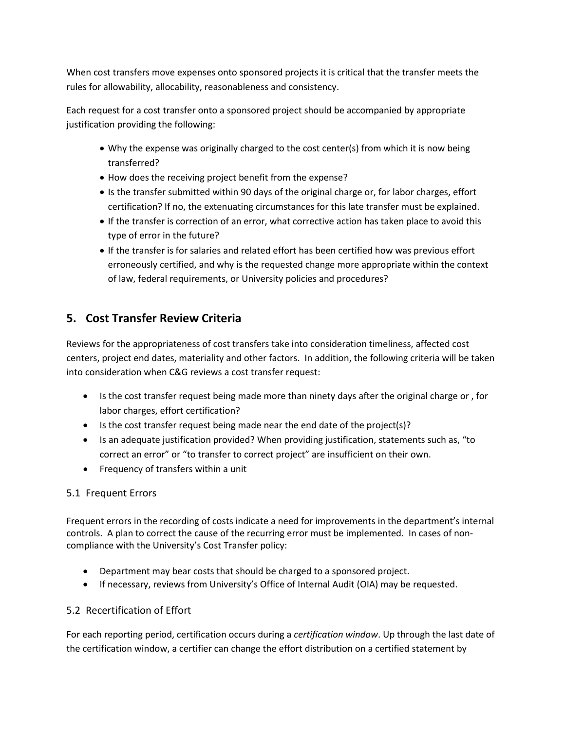When cost transfers move expenses onto sponsored projects it is critical that the transfer meets the rules for allowability, allocability, reasonableness and consistency.

Each request for a cost transfer onto a sponsored project should be accompanied by appropriate justification providing the following:

- Why the expense was originally charged to the cost center(s) from which it is now being transferred?
- How does the receiving project benefit from the expense?
- Is the transfer submitted within 90 days of the original charge or, for labor charges, effort certification? If no, the extenuating circumstances for this late transfer must be explained.
- If the transfer is correction of an error, what corrective action has taken place to avoid this type of error in the future?
- If the transfer is for salaries and related effort has been certified how was previous effort erroneously certified, and why is the requested change more appropriate within the context of law, federal requirements, or University policies and procedures?

## 5. Cost Transfer Review Criteria

Reviews for the appropriateness of cost transfers take into consideration timeliness, affected cost centers, project end dates, materiality and other factors. In addition, the following criteria will be taken into consideration when C&G reviews a cost transfer request:

- Is the cost transfer request being made more than ninety days after the original charge or , for labor charges, effort certification?
- Is the cost transfer request being made near the end date of the project(s)?
- Is an adequate justification provided? When providing justification, statements such as, "to correct an error" or "to transfer to correct project" are insufficient on their own.
- Frequency of transfers within a unit

### 5.1 Frequent Errors

Frequent errors in the recording of costs indicate a need for improvements in the department's internal controls. A plan to correct the cause of the recurring error must be implemented. In cases of non-compliance with the University's Cost Transfer policy:

- Department may bear costs that should be charged to a sponsored project.
- If necessary, reviews from University's Office of Internal Audit (OIA) may be requested.

### 5.2 Recertification of Effort

For each reporting period, certification occurs during a *certification window*. Up through the last date of the certification window, a certifier can change the effort distribution on a certified statement by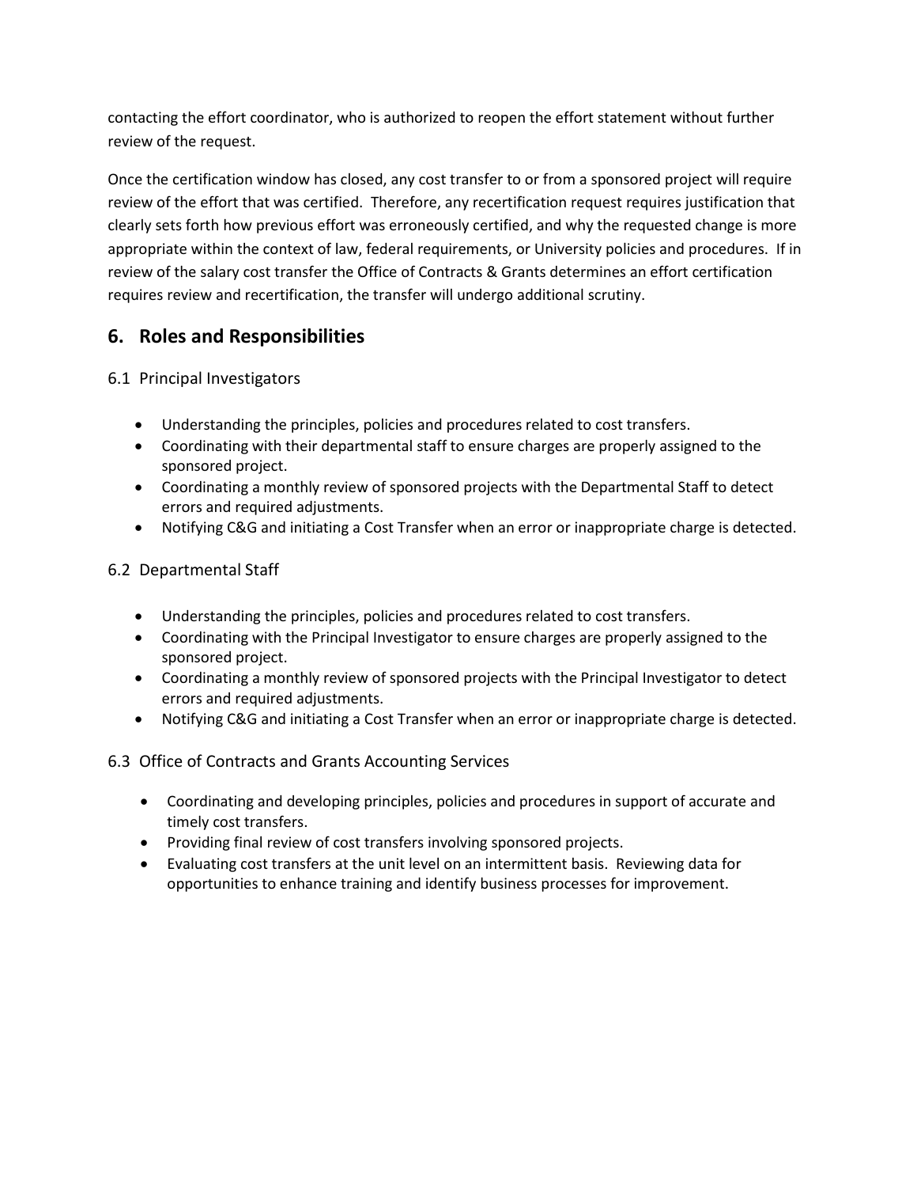contacting the effort coordinator, who is authorized to reopen the effort statement without further review of the request.

Once the certification window has closed, any cost transfer to or from a sponsored project will require review of the effort that was certified. Therefore, any recertification request requires justification that clearly sets forth how previous effort was erroneously certified, and why the requested change is more appropriate within the context of law, federal requirements, or University policies and procedures. If in review of the salary cost transfer the Office of Contracts & Grants determines an effort certification requires review and recertification, the transfer will undergo additional scrutiny.

## 6. Roles and Responsibilities

### 6.1 Principal Investigators

- Understanding the principles, policies and procedures related to cost transfers.
- Coordinating with their departmental staff to ensure charges are properly assigned to the sponsored project.
- Coordinating a monthly review of sponsored projects with the Departmental Staff to detect errors and required adjustments.
- Notifying C&G and initiating a Cost Transfer when an error or inappropriate charge is detected.

### 6.2 Departmental Staff

- Understanding the principles, policies and procedures related to cost transfers.
- Coordinating with the Principal Investigator to ensure charges are properly assigned to the sponsored project.
- Coordinating a monthly review of sponsored projects with the Principal Investigator to detect errors and required adjustments.
- Notifying C&G and initiating a Cost Transfer when an error or inappropriate charge is detected.

### 6.3 Office of Contracts and Grants Accounting Services

- Coordinating and developing principles, policies and procedures in support of accurate and timely cost transfers.
- Providing final review of cost transfers involving sponsored projects.
- Evaluating cost transfers at the unit level on an intermittent basis. Reviewing data for opportunities to enhance training and identify business processes for improvement.